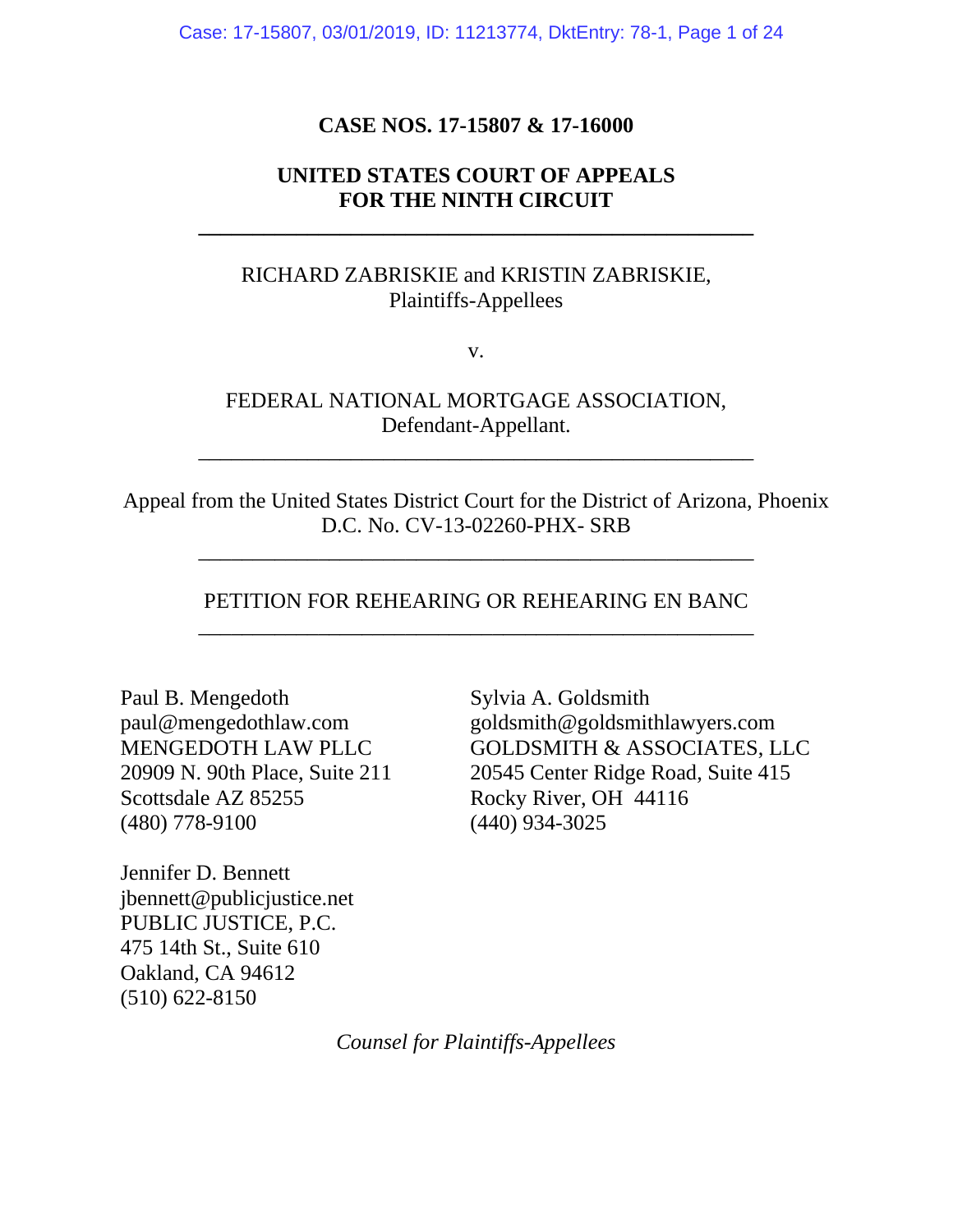**CASE NOS. 17-15807 & 17-16000**

**UNITED STATES COURT OF APPEALS**
**FOR THE NINTH CIRCUIT**

---

RICHARD ZABRISKIE and KRISTIN ZABRISKIE,
Plaintiffs-Appellees

v.

FEDERAL NATIONAL MORTGAGE ASSOCIATION,
Defendant-Appellant.

---

Appeal from the United States District Court for the District of Arizona, Phoenix
D.C. No. CV-13-02260-PHX- SRB

---

PETITION FOR REHEARING OR REHEARING EN BANC

---

Paul B. Mengedoth
paul@mengedothlaw.com
MENGEDOTH LAW PLLC
20909 N. 90th Place, Suite 211
Scottsdale AZ 85255
(480) 778-9100

Sylvia A. Goldsmith
goldsmith@goldsmithlawyers.com
GOLDSMITH & ASSOCIATES, LLC
20545 Center Ridge Road, Suite 415
Rocky River, OH 44116
(440) 934-3025

Jennifer D. Bennett
jbennett@publicjustice.net
PUBLIC JUSTICE, P.C.
475 14th St., Suite 610
Oakland, CA 94612
(510) 622-8150

*Counsel for Plaintiffs-Appellees*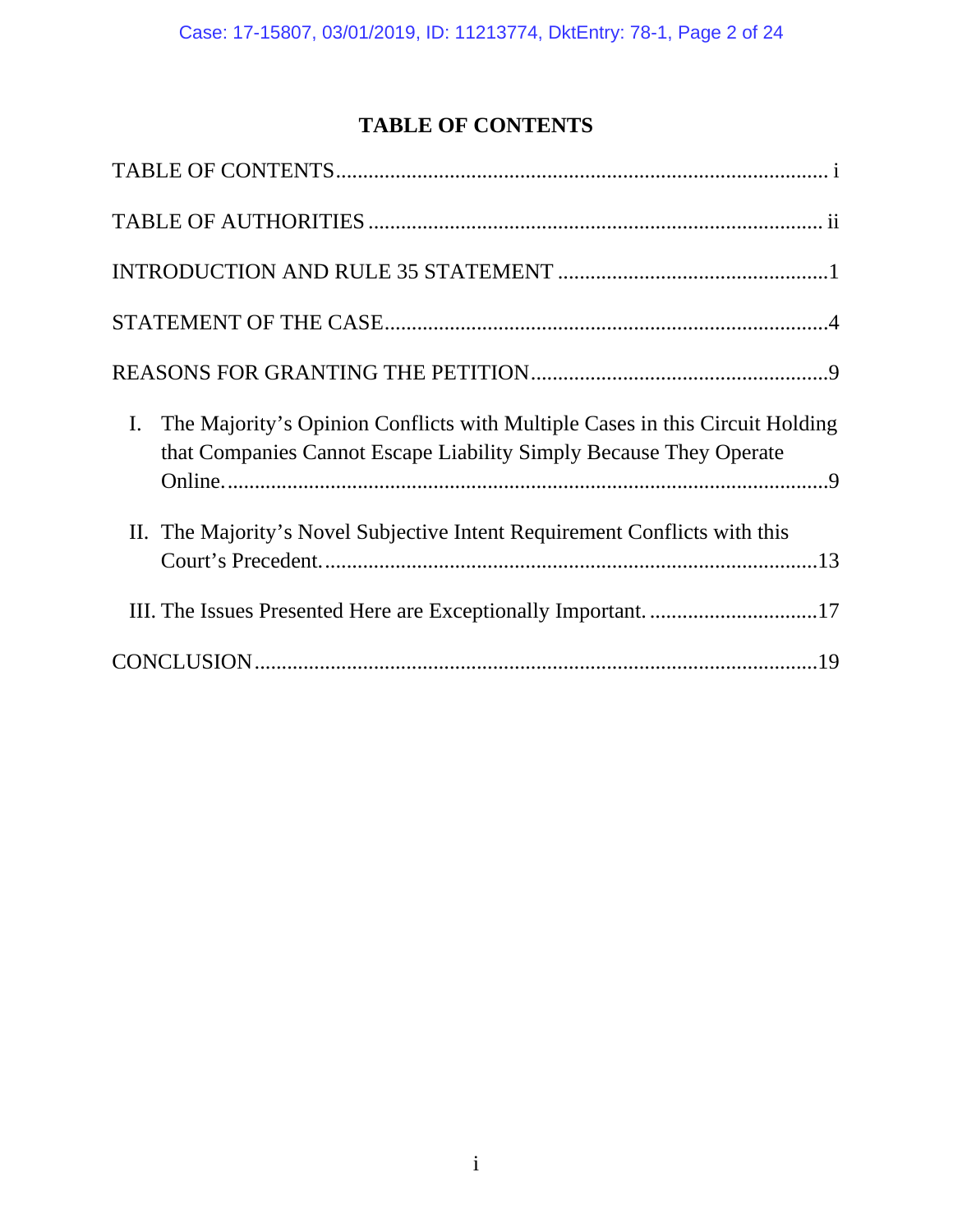# TABLE OF CONTENTS

TABLE OF CONTENTS .......................................................................................... i

TABLE OF AUTHORITIES ................................................................................... ii

INTRODUCTION AND RULE 35 STATEMENT .................................................. 1

STATEMENT OF THE CASE ................................................................................. 4

REASONS FOR GRANTING THE PETITION ...................................................... 9

I. The Majority's Opinion Conflicts with Multiple Cases in this Circuit Holding that Companies Cannot Escape Liability Simply Because They Operate Online. ........................................................................................................ 9

II. The Majority's Novel Subjective Intent Requirement Conflicts with this Court's Precedent. ........................................................................................... 13

III. The Issues Presented Here are Exceptionally Important. ................................ 17

CONCLUSION ....................................................................................................... 19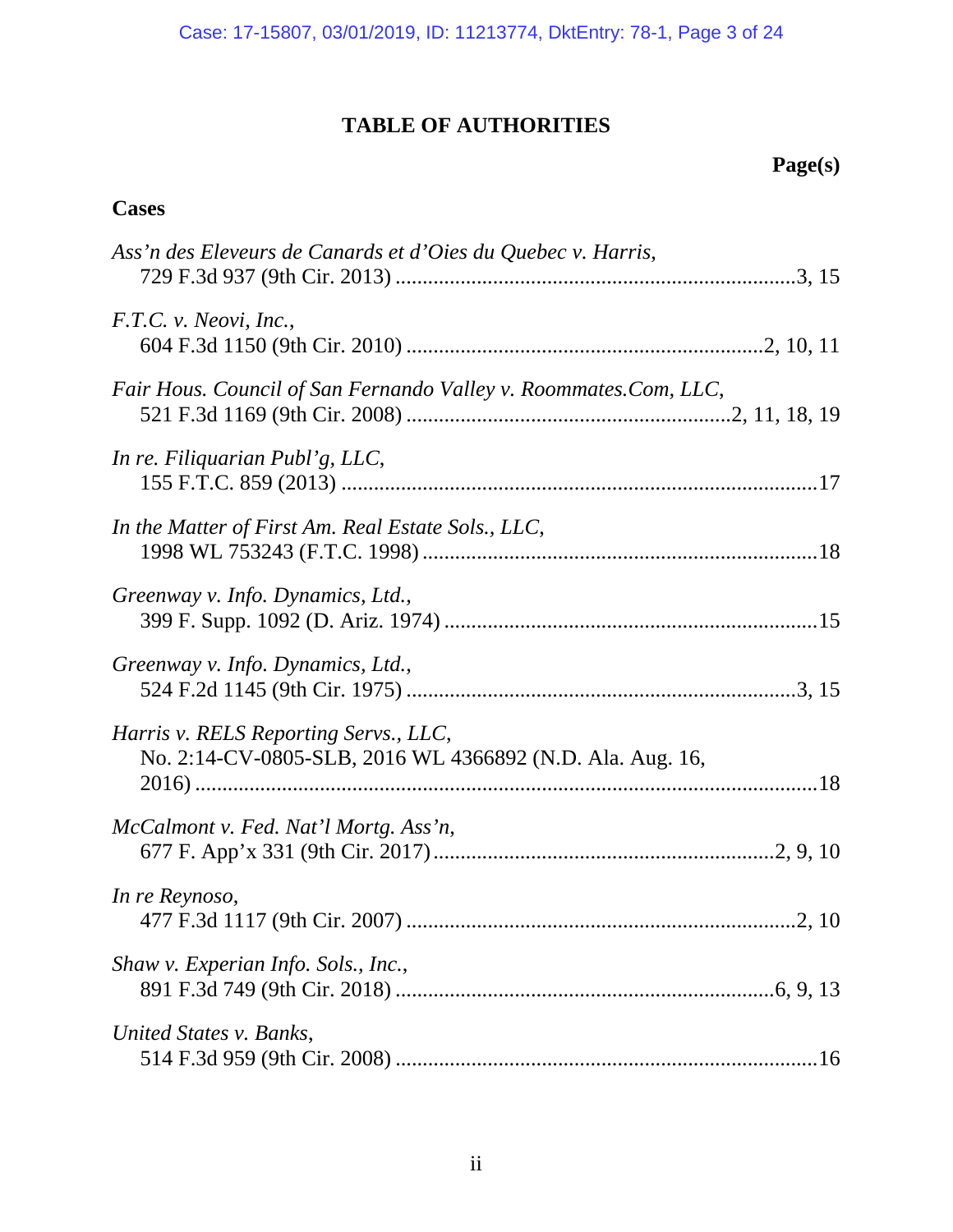# TABLE OF AUTHORITIES

**Page(s)**

## Cases

*Ass'n des Eleveurs de Canards et d'Oies du Quebec v. Harris*, 729 F.3d 937 (9th Cir. 2013) .....3, 15

*F.T.C. v. Neovi, Inc.*, 604 F.3d 1150 (9th Cir. 2010) .....2, 10, 11

*Fair Hous. Council of San Fernando Valley v. Roommates.Com, LLC*, 521 F.3d 1169 (9th Cir. 2008) .....2, 11, 18, 19

*In re. Filiquarian Publ'g, LLC*, 155 F.T.C. 859 (2013) .....17

*In the Matter of First Am. Real Estate Sols., LLC*, 1998 WL 753243 (F.T.C. 1998) .....18

*Greenway v. Info. Dynamics, Ltd.*, 399 F. Supp. 1092 (D. Ariz. 1974) .....15

*Greenway v. Info. Dynamics, Ltd.*, 524 F.2d 1145 (9th Cir. 1975) .....3, 15

*Harris v. RELS Reporting Servs., LLC*, No. 2:14-CV-0805-SLB, 2016 WL 4366892 (N.D. Ala. Aug. 16, 2016) .....18

*McCalmont v. Fed. Nat'l Mortg. Ass'n*, 677 F. App'x 331 (9th Cir. 2017) .....2, 9, 10

*In re Reynoso*, 477 F.3d 1117 (9th Cir. 2007) .....2, 10

*Shaw v. Experian Info. Sols., Inc.*, 891 F.3d 749 (9th Cir. 2018) .....6, 9, 13

*United States v. Banks*, 514 F.3d 959 (9th Cir. 2008) .....16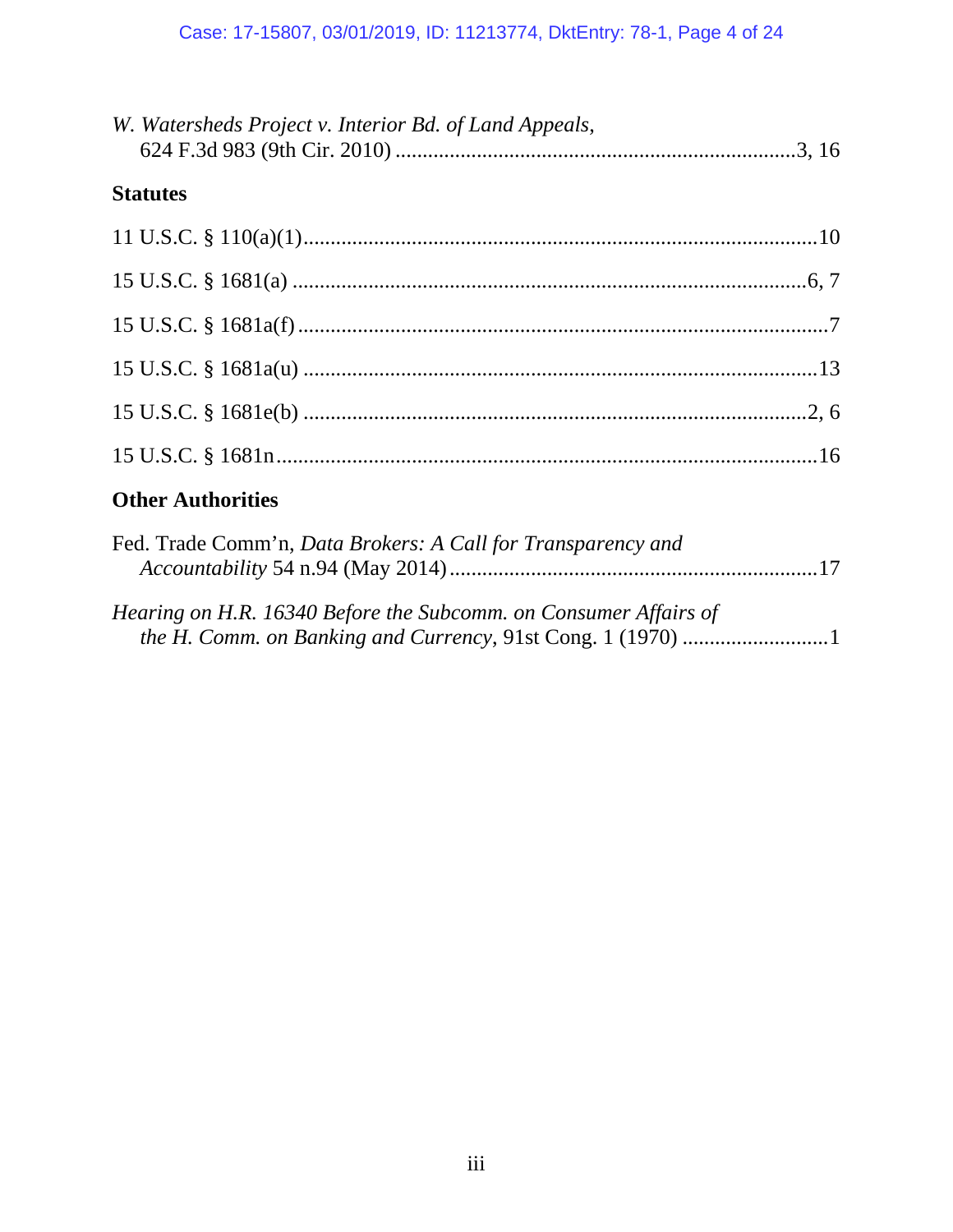*W. Watersheds Project v. Interior Bd. of Land Appeals*,
624 F.3d 983 (9th Cir. 2010) ..........................................................................3, 16

**Statutes**

11 U.S.C. § 110(a)(1)..............................................................................................10

15 U.S.C. § 1681(a) ...............................................................................................6, 7

15 U.S.C. § 1681a(f) .................................................................................................7

15 U.S.C. § 1681a(u) ..............................................................................................13

15 U.S.C. § 1681e(b) .............................................................................................2, 6

15 U.S.C. § 1681n....................................................................................................16

**Other Authorities**

Fed. Trade Comm'n, *Data Brokers: A Call for Transparency and Accountability* 54 n.94 (May 2014)....................................................................17

*Hearing on H.R. 16340 Before the Subcomm. on Consumer Affairs of the H. Comm. on Banking and Currency*, 91st Cong. 1 (1970) ...........................1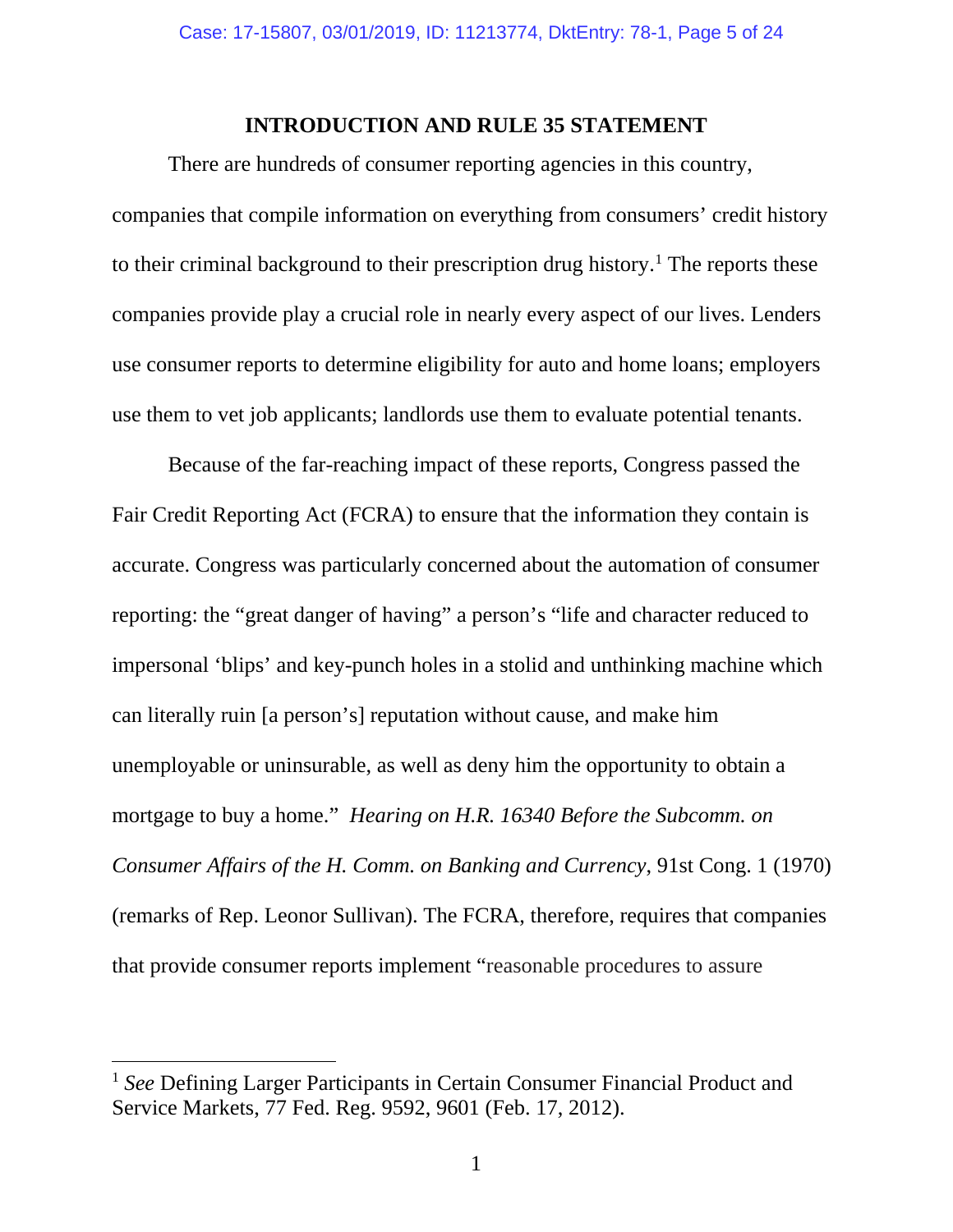## INTRODUCTION AND RULE 35 STATEMENT

There are hundreds of consumer reporting agencies in this country, companies that compile information on everything from consumers' credit history to their criminal background to their prescription drug history.[1] The reports these companies provide play a crucial role in nearly every aspect of our lives. Lenders use consumer reports to determine eligibility for auto and home loans; employers use them to vet job applicants; landlords use them to evaluate potential tenants.

Because of the far-reaching impact of these reports, Congress passed the Fair Credit Reporting Act (FCRA) to ensure that the information they contain is accurate. Congress was particularly concerned about the automation of consumer reporting: the "great danger of having" a person's "life and character reduced to impersonal 'blips' and key-punch holes in a stolid and unthinking machine which can literally ruin [a person's] reputation without cause, and make him unemployable or uninsurable, as well as deny him the opportunity to obtain a mortgage to buy a home." *Hearing on H.R. 16340 Before the Subcomm. on Consumer Affairs of the H. Comm. on Banking and Currency*, 91st Cong. 1 (1970) (remarks of Rep. Leonor Sullivan). The FCRA, therefore, requires that companies that provide consumer reports implement "reasonable procedures to assure

---

[1] *See* Defining Larger Participants in Certain Consumer Financial Product and Service Markets, 77 Fed. Reg. 9592, 9601 (Feb. 17, 2012).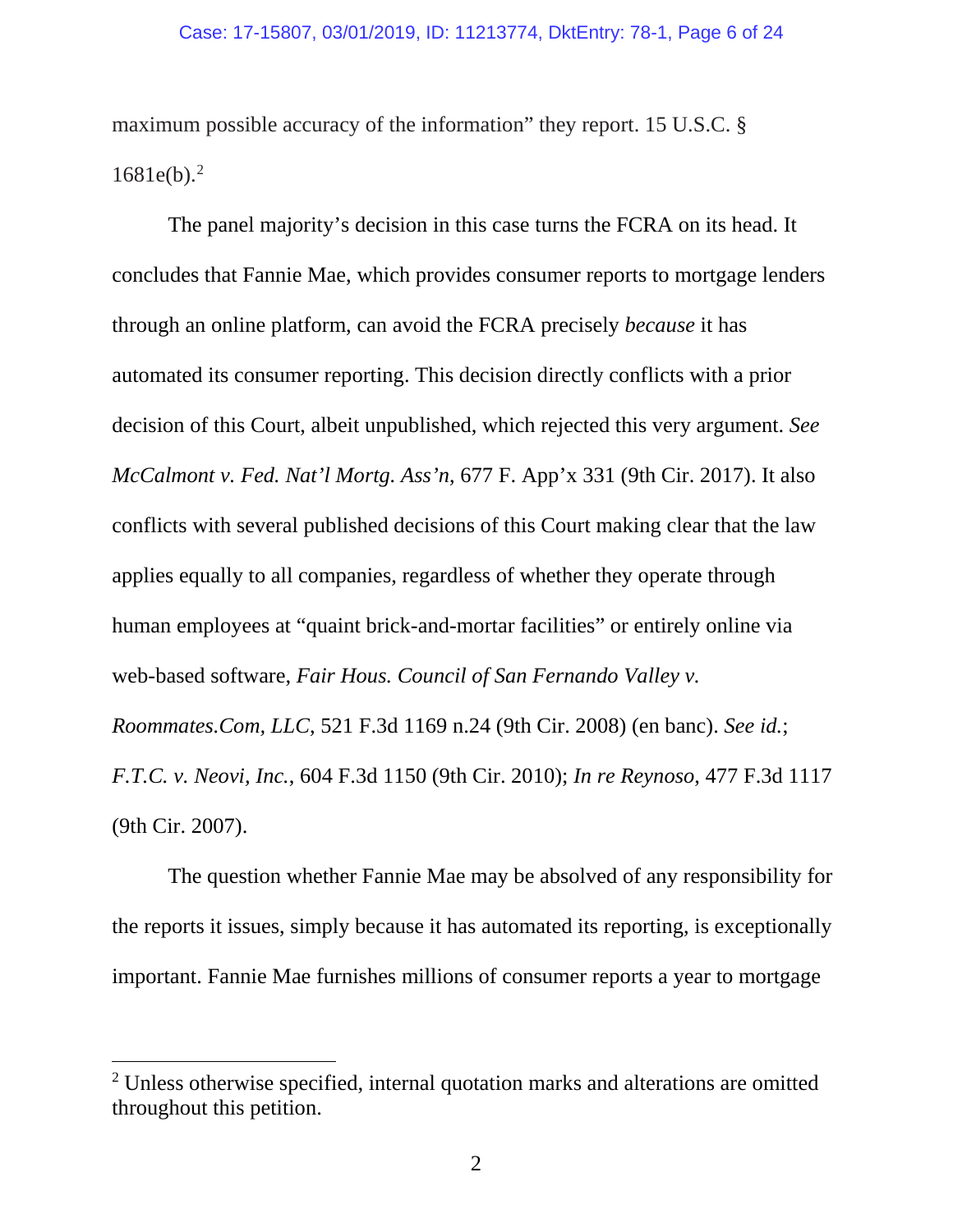maximum possible accuracy of the information" they report. 15 U.S.C. § 1681e(b).[2]

The panel majority's decision in this case turns the FCRA on its head. It concludes that Fannie Mae, which provides consumer reports to mortgage lenders through an online platform, can avoid the FCRA precisely *because* it has automated its consumer reporting. This decision directly conflicts with a prior decision of this Court, albeit unpublished, which rejected this very argument. *See McCalmont v. Fed. Nat'l Mortg. Ass'n*, 677 F. App'x 331 (9th Cir. 2017). It also conflicts with several published decisions of this Court making clear that the law applies equally to all companies, regardless of whether they operate through human employees at "quaint brick-and-mortar facilities" or entirely online via web-based software, *Fair Hous. Council of San Fernando Valley v. Roommates.Com, LLC*, 521 F.3d 1169 n.24 (9th Cir. 2008) (en banc). *See id.*; *F.T.C. v. Neovi, Inc.*, 604 F.3d 1150 (9th Cir. 2010); *In re Reynoso*, 477 F.3d 1117 (9th Cir. 2007).

The question whether Fannie Mae may be absolved of any responsibility for the reports it issues, simply because it has automated its reporting, is exceptionally important. Fannie Mae furnishes millions of consumer reports a year to mortgage

---

[2] Unless otherwise specified, internal quotation marks and alterations are omitted throughout this petition.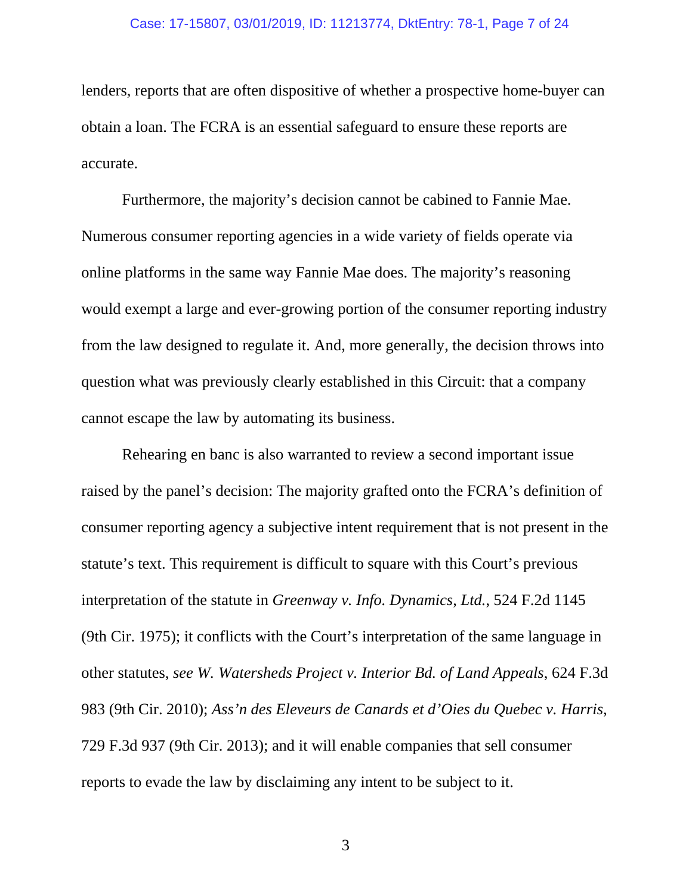lenders, reports that are often dispositive of whether a prospective home-buyer can obtain a loan. The FCRA is an essential safeguard to ensure these reports are accurate.

Furthermore, the majority's decision cannot be cabined to Fannie Mae. Numerous consumer reporting agencies in a wide variety of fields operate via online platforms in the same way Fannie Mae does. The majority's reasoning would exempt a large and ever-growing portion of the consumer reporting industry from the law designed to regulate it. And, more generally, the decision throws into question what was previously clearly established in this Circuit: that a company cannot escape the law by automating its business.

Rehearing en banc is also warranted to review a second important issue raised by the panel's decision: The majority grafted onto the FCRA's definition of consumer reporting agency a subjective intent requirement that is not present in the statute's text. This requirement is difficult to square with this Court's previous interpretation of the statute in *Greenway v. Info. Dynamics, Ltd.*, 524 F.2d 1145 (9th Cir. 1975); it conflicts with the Court's interpretation of the same language in other statutes, *see W. Watersheds Project v. Interior Bd. of Land Appeals*, 624 F.3d 983 (9th Cir. 2010); *Ass'n des Eleveurs de Canards et d'Oies du Quebec v. Harris*, 729 F.3d 937 (9th Cir. 2013); and it will enable companies that sell consumer reports to evade the law by disclaiming any intent to be subject to it.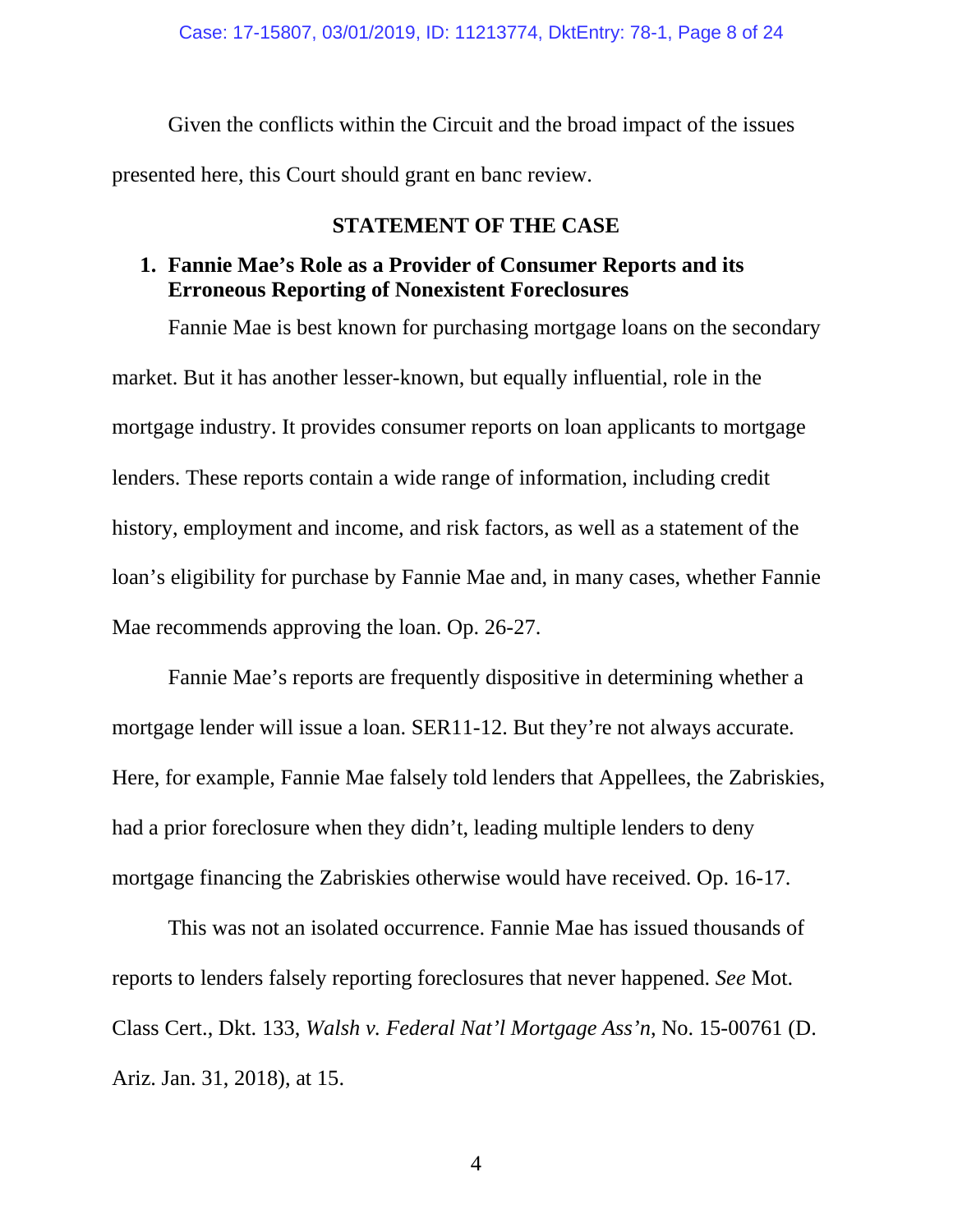Given the conflicts within the Circuit and the broad impact of the issues presented here, this Court should grant en banc review.

## STATEMENT OF THE CASE

### 1. Fannie Mae's Role as a Provider of Consumer Reports and its Erroneous Reporting of Nonexistent Foreclosures

Fannie Mae is best known for purchasing mortgage loans on the secondary market. But it has another lesser-known, but equally influential, role in the mortgage industry. It provides consumer reports on loan applicants to mortgage lenders. These reports contain a wide range of information, including credit history, employment and income, and risk factors, as well as a statement of the loan's eligibility for purchase by Fannie Mae and, in many cases, whether Fannie Mae recommends approving the loan. Op. 26-27.

Fannie Mae's reports are frequently dispositive in determining whether a mortgage lender will issue a loan. SER11-12. But they're not always accurate. Here, for example, Fannie Mae falsely told lenders that Appellees, the Zabriskies, had a prior foreclosure when they didn't, leading multiple lenders to deny mortgage financing the Zabriskies otherwise would have received. Op. 16-17.

This was not an isolated occurrence. Fannie Mae has issued thousands of reports to lenders falsely reporting foreclosures that never happened. *See* Mot. Class Cert., Dkt. 133, *Walsh v. Federal Nat'l Mortgage Ass'n*, No. 15-00761 (D. Ariz. Jan. 31, 2018), at 15.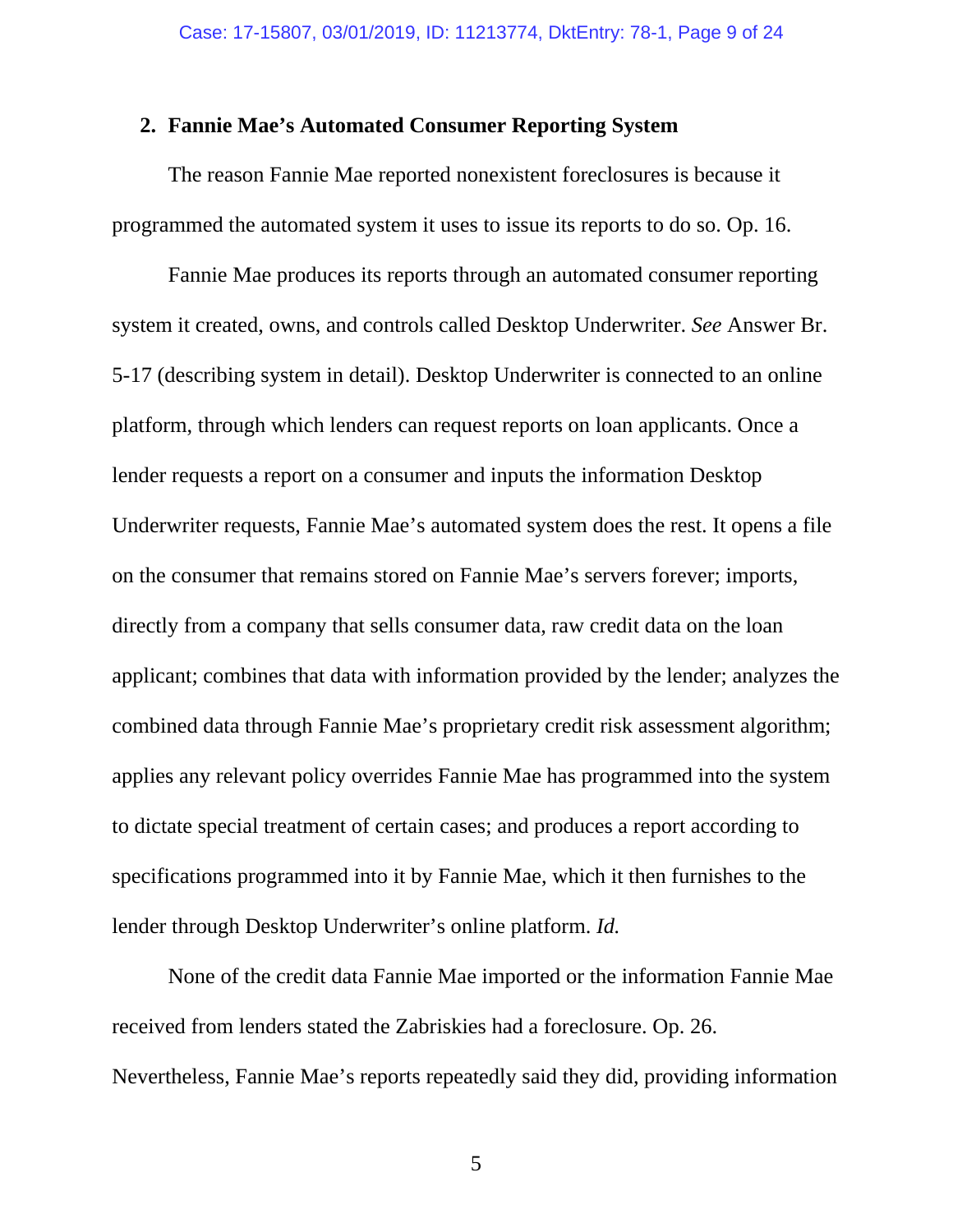## 2. Fannie Mae's Automated Consumer Reporting System

The reason Fannie Mae reported nonexistent foreclosures is because it programmed the automated system it uses to issue its reports to do so. Op. 16.

Fannie Mae produces its reports through an automated consumer reporting system it created, owns, and controls called Desktop Underwriter. *See* Answer Br. 5-17 (describing system in detail). Desktop Underwriter is connected to an online platform, through which lenders can request reports on loan applicants. Once a lender requests a report on a consumer and inputs the information Desktop Underwriter requests, Fannie Mae's automated system does the rest. It opens a file on the consumer that remains stored on Fannie Mae's servers forever; imports, directly from a company that sells consumer data, raw credit data on the loan applicant; combines that data with information provided by the lender; analyzes the combined data through Fannie Mae's proprietary credit risk assessment algorithm; applies any relevant policy overrides Fannie Mae has programmed into the system to dictate special treatment of certain cases; and produces a report according to specifications programmed into it by Fannie Mae, which it then furnishes to the lender through Desktop Underwriter's online platform. *Id.*

None of the credit data Fannie Mae imported or the information Fannie Mae received from lenders stated the Zabriskies had a foreclosure. Op. 26. Nevertheless, Fannie Mae's reports repeatedly said they did, providing information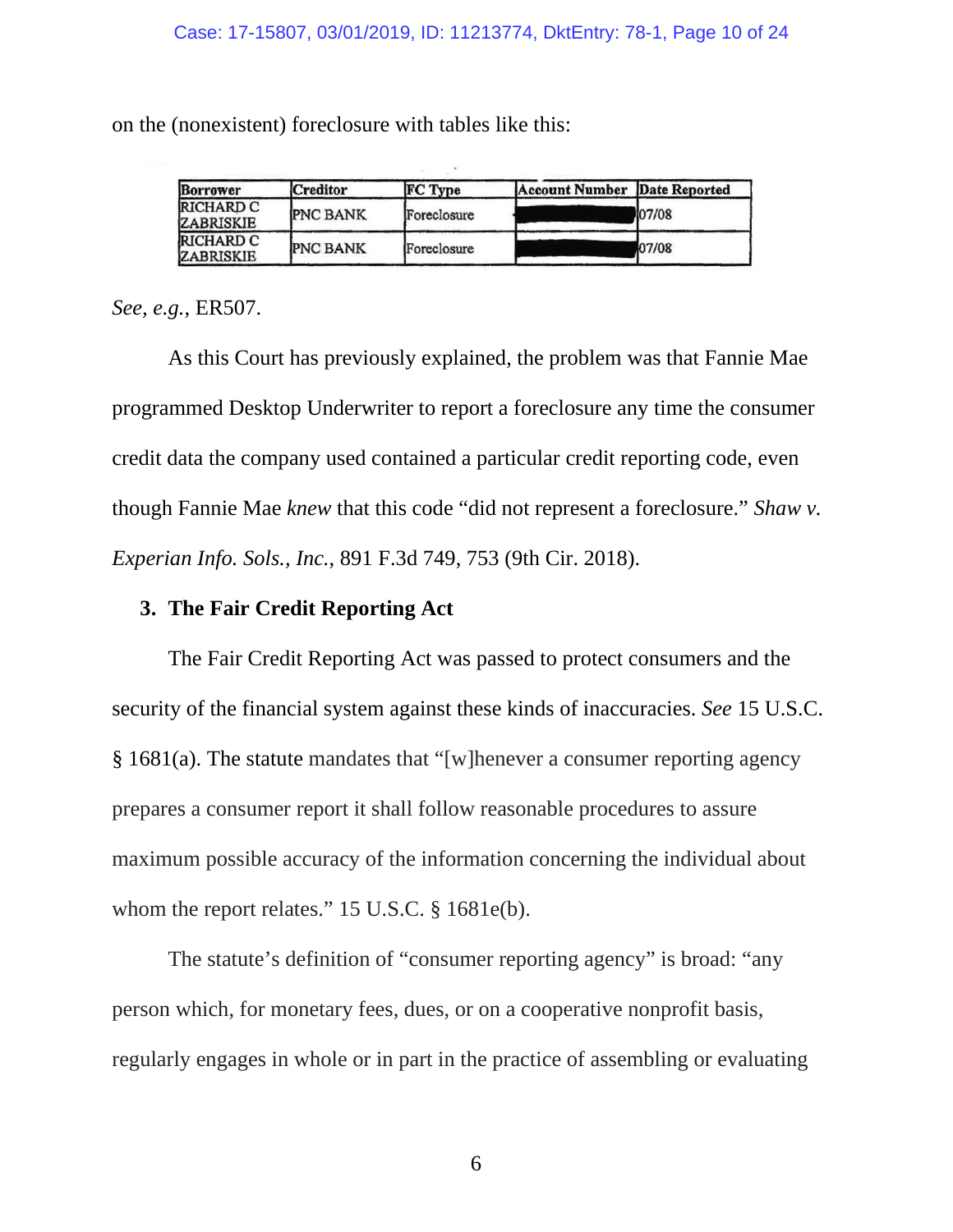on the (nonexistent) foreclosure with tables like this:

| Borrower | Creditor | FC Type | Account Number | Date Reported |
|---|---|---|---|---|
| RICHARD C ZABRISKIE | PNC BANK | Foreclosure | | 07/08 |
| RICHARD C ZABRISKIE | PNC BANK | Foreclosure | | 07/08 |

*See, e.g.*, ER507.

As this Court has previously explained, the problem was that Fannie Mae programmed Desktop Underwriter to report a foreclosure any time the consumer credit data the company used contained a particular credit reporting code, even though Fannie Mae *knew* that this code "did not represent a foreclosure." *Shaw v. Experian Info. Sols., Inc.*, 891 F.3d 749, 753 (9th Cir. 2018).

### 3. The Fair Credit Reporting Act

The Fair Credit Reporting Act was passed to protect consumers and the security of the financial system against these kinds of inaccuracies. *See* 15 U.S.C. § 1681(a). The statute mandates that "[w]henever a consumer reporting agency prepares a consumer report it shall follow reasonable procedures to assure maximum possible accuracy of the information concerning the individual about whom the report relates." 15 U.S.C. § 1681e(b).

The statute's definition of "consumer reporting agency" is broad: "any person which, for monetary fees, dues, or on a cooperative nonprofit basis, regularly engages in whole or in part in the practice of assembling or evaluating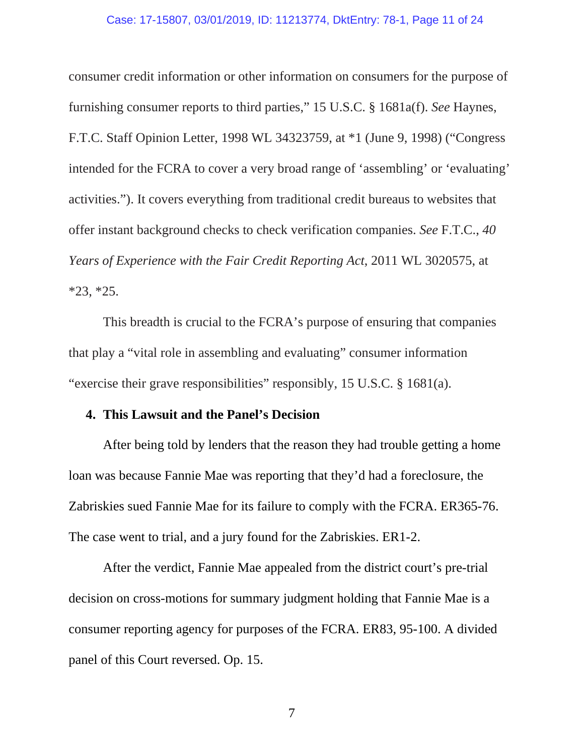consumer credit information or other information on consumers for the purpose of furnishing consumer reports to third parties," 15 U.S.C. § 1681a(f). *See* Haynes, F.T.C. Staff Opinion Letter, 1998 WL 34323759, at *1 (June 9, 1998) ("Congress intended for the FCRA to cover a very broad range of 'assembling' or 'evaluating' activities."). It covers everything from traditional credit bureaus to websites that offer instant background checks to check verification companies. *See* F.T.C., *40 Years of Experience with the Fair Credit Reporting Act*, 2011 WL 3020575, at *23, *25.

This breadth is crucial to the FCRA's purpose of ensuring that companies that play a "vital role in assembling and evaluating" consumer information "exercise their grave responsibilities" responsibly, 15 U.S.C. § 1681(a).

**4. This Lawsuit and the Panel's Decision**

After being told by lenders that the reason they had trouble getting a home loan was because Fannie Mae was reporting that they'd had a foreclosure, the Zabriskies sued Fannie Mae for its failure to comply with the FCRA. ER365-76. The case went to trial, and a jury found for the Zabriskies. ER1-2.

After the verdict, Fannie Mae appealed from the district court's pre-trial decision on cross-motions for summary judgment holding that Fannie Mae is a consumer reporting agency for purposes of the FCRA. ER83, 95-100. A divided panel of this Court reversed. Op. 15.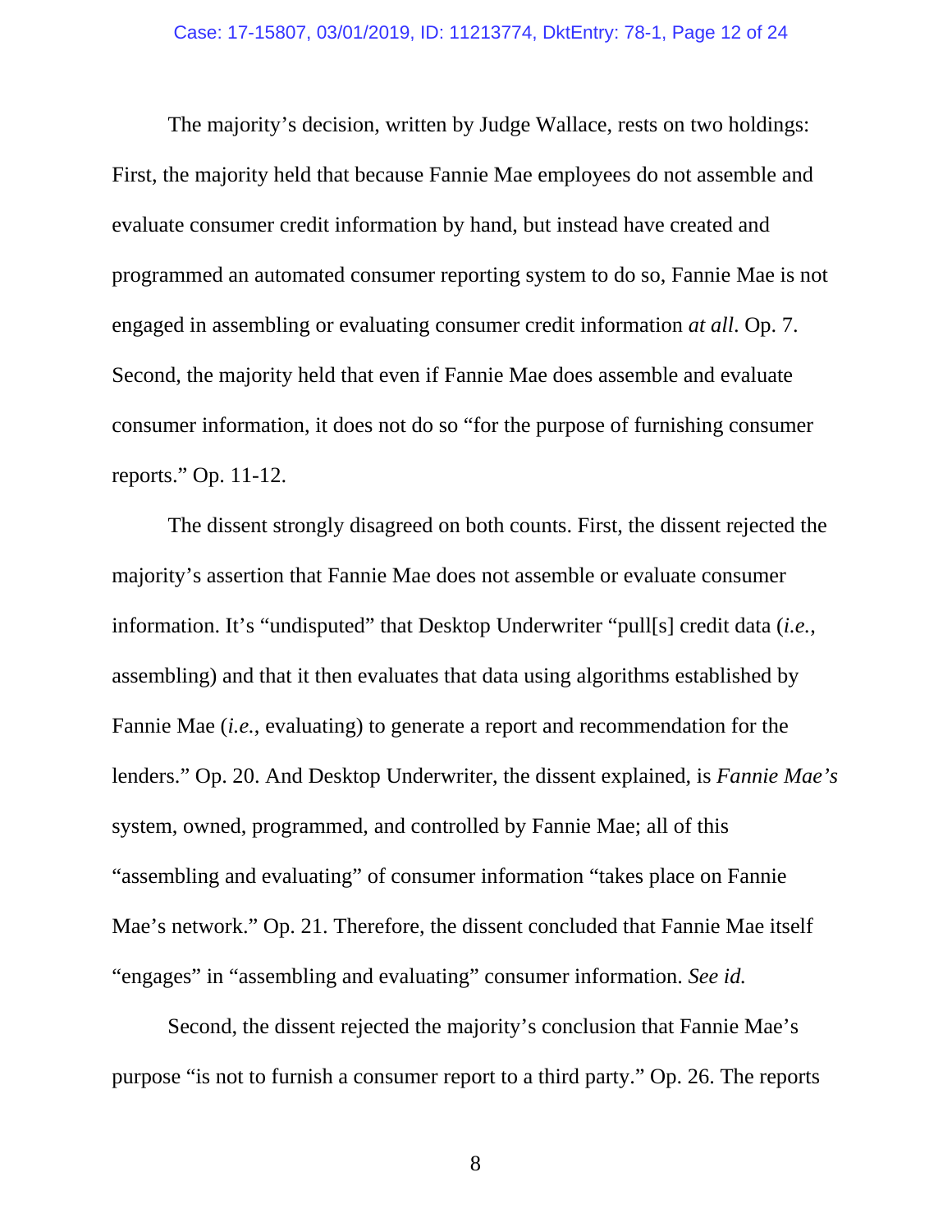The majority's decision, written by Judge Wallace, rests on two holdings: First, the majority held that because Fannie Mae employees do not assemble and evaluate consumer credit information by hand, but instead have created and programmed an automated consumer reporting system to do so, Fannie Mae is not engaged in assembling or evaluating consumer credit information *at all*. Op. 7. Second, the majority held that even if Fannie Mae does assemble and evaluate consumer information, it does not do so "for the purpose of furnishing consumer reports." Op. 11-12.

The dissent strongly disagreed on both counts. First, the dissent rejected the majority's assertion that Fannie Mae does not assemble or evaluate consumer information. It's "undisputed" that Desktop Underwriter "pull[s] credit data (*i.e.*, assembling) and that it then evaluates that data using algorithms established by Fannie Mae (*i.e.*, evaluating) to generate a report and recommendation for the lenders." Op. 20. And Desktop Underwriter, the dissent explained, is *Fannie Mae's* system, owned, programmed, and controlled by Fannie Mae; all of this "assembling and evaluating" of consumer information "takes place on Fannie Mae's network." Op. 21. Therefore, the dissent concluded that Fannie Mae itself "engages" in "assembling and evaluating" consumer information. *See id.*

Second, the dissent rejected the majority's conclusion that Fannie Mae's purpose "is not to furnish a consumer report to a third party." Op. 26. The reports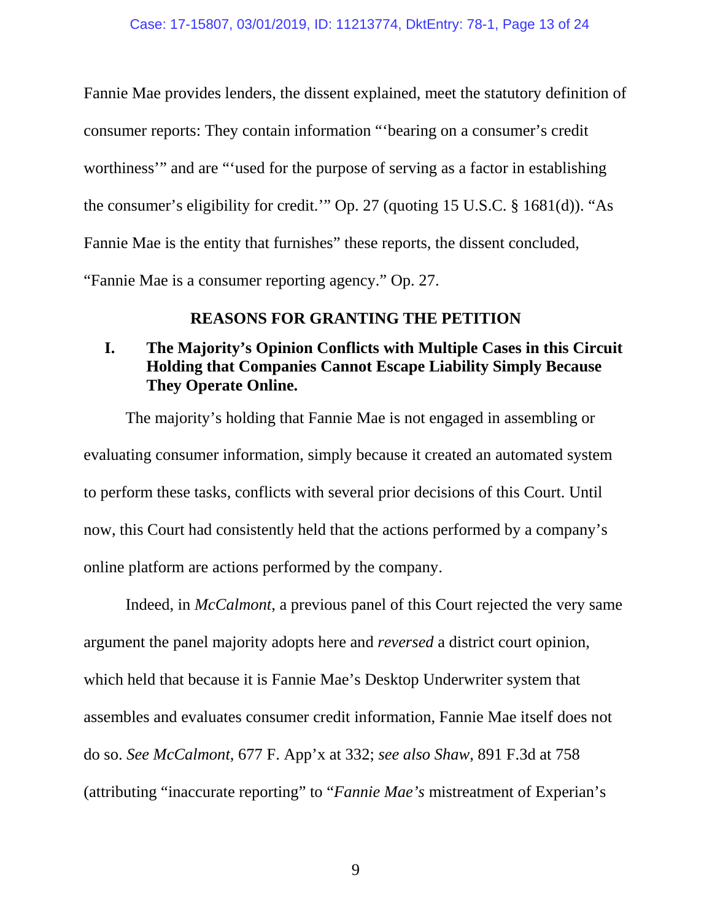Fannie Mae provides lenders, the dissent explained, meet the statutory definition of consumer reports: They contain information "'bearing on a consumer's credit worthiness'" and are "'used for the purpose of serving as a factor in establishing the consumer's eligibility for credit.'" Op. 27 (quoting 15 U.S.C. § 1681(d)). "As Fannie Mae is the entity that furnishes" these reports, the dissent concluded, "Fannie Mae is a consumer reporting agency." Op. 27.

## REASONS FOR GRANTING THE PETITION

### I. The Majority's Opinion Conflicts with Multiple Cases in this Circuit Holding that Companies Cannot Escape Liability Simply Because They Operate Online.

The majority's holding that Fannie Mae is not engaged in assembling or evaluating consumer information, simply because it created an automated system to perform these tasks, conflicts with several prior decisions of this Court. Until now, this Court had consistently held that the actions performed by a company's online platform are actions performed by the company.

Indeed, in *McCalmont*, a previous panel of this Court rejected the very same argument the panel majority adopts here and *reversed* a district court opinion, which held that because it is Fannie Mae's Desktop Underwriter system that assembles and evaluates consumer credit information, Fannie Mae itself does not do so. *See McCalmont*, 677 F. App'x at 332; *see also Shaw*, 891 F.3d at 758 (attributing "inaccurate reporting" to "*Fannie Mae's* mistreatment of Experian's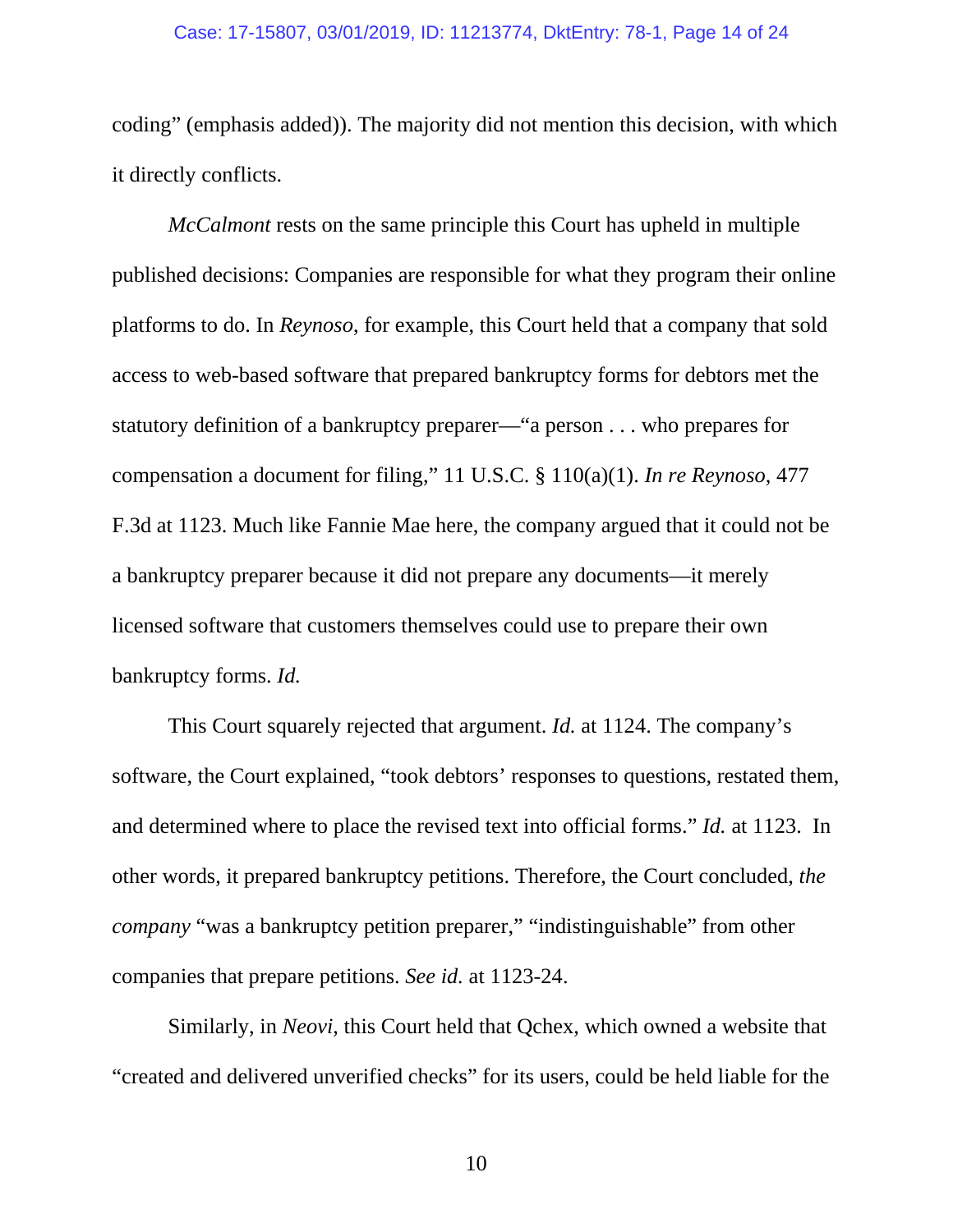coding" (emphasis added)). The majority did not mention this decision, with which it directly conflicts.

*McCalmont* rests on the same principle this Court has upheld in multiple published decisions: Companies are responsible for what they program their online platforms to do. In *Reynoso*, for example, this Court held that a company that sold access to web-based software that prepared bankruptcy forms for debtors met the statutory definition of a bankruptcy preparer—"a person . . . who prepares for compensation a document for filing," 11 U.S.C. § 110(a)(1). *In re Reynoso*, 477 F.3d at 1123. Much like Fannie Mae here, the company argued that it could not be a bankruptcy preparer because it did not prepare any documents—it merely licensed software that customers themselves could use to prepare their own bankruptcy forms. *Id.*

This Court squarely rejected that argument. *Id.* at 1124. The company's software, the Court explained, "took debtors' responses to questions, restated them, and determined where to place the revised text into official forms." *Id.* at 1123. In other words, it prepared bankruptcy petitions. Therefore, the Court concluded, *the company* "was a bankruptcy petition preparer," "indistinguishable" from other companies that prepare petitions. *See id.* at 1123-24.

Similarly, in *Neovi*, this Court held that Qchex, which owned a website that "created and delivered unverified checks" for its users, could be held liable for the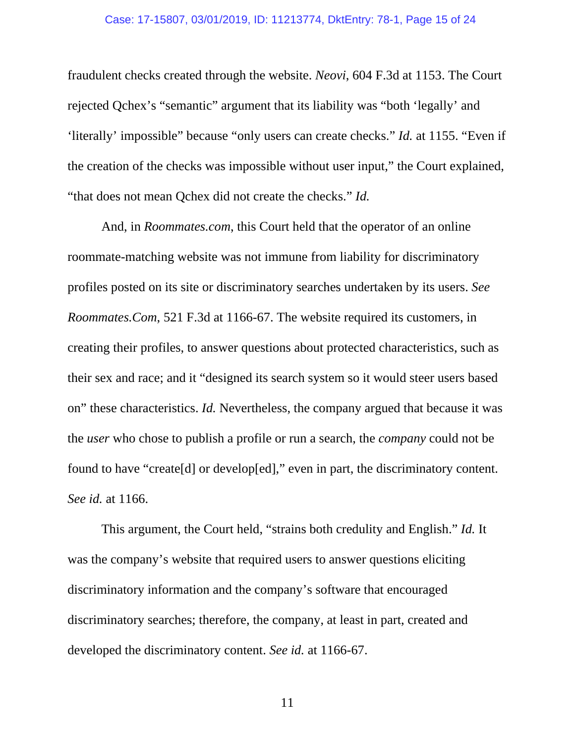fraudulent checks created through the website. *Neovi*, 604 F.3d at 1153. The Court rejected Qchex's "semantic" argument that its liability was "both 'legally' and 'literally' impossible" because "only users can create checks." *Id.* at 1155. "Even if the creation of the checks was impossible without user input," the Court explained, "that does not mean Qchex did not create the checks." *Id.*

And, in *Roommates.com*, this Court held that the operator of an online roommate-matching website was not immune from liability for discriminatory profiles posted on its site or discriminatory searches undertaken by its users. *See Roommates.Com*, 521 F.3d at 1166-67. The website required its customers, in creating their profiles, to answer questions about protected characteristics, such as their sex and race; and it "designed its search system so it would steer users based on" these characteristics. *Id.* Nevertheless, the company argued that because it was the *user* who chose to publish a profile or run a search, the *company* could not be found to have "create[d] or develop[ed]," even in part, the discriminatory content. *See id.* at 1166.

This argument, the Court held, "strains both credulity and English." *Id.* It was the company's website that required users to answer questions eliciting discriminatory information and the company's software that encouraged discriminatory searches; therefore, the company, at least in part, created and developed the discriminatory content. *See id.* at 1166-67.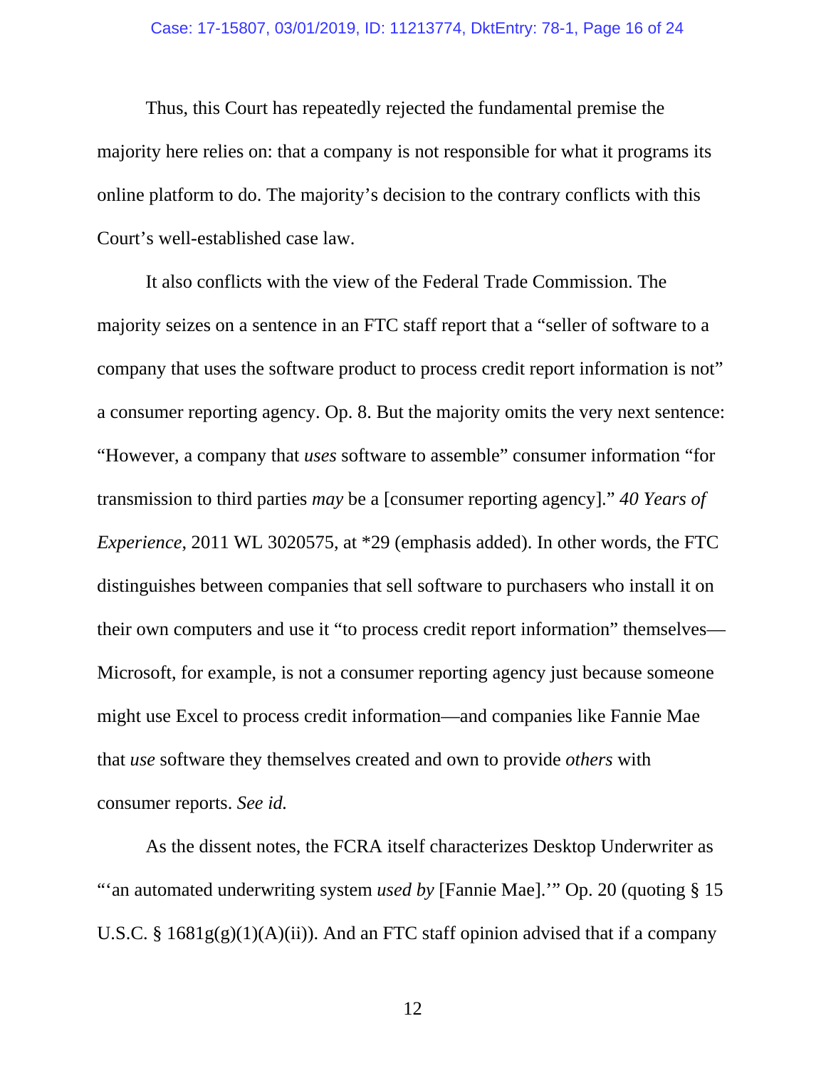Thus, this Court has repeatedly rejected the fundamental premise the majority here relies on: that a company is not responsible for what it programs its online platform to do. The majority's decision to the contrary conflicts with this Court's well-established case law.

It also conflicts with the view of the Federal Trade Commission. The majority seizes on a sentence in an FTC staff report that a "seller of software to a company that uses the software product to process credit report information is not" a consumer reporting agency. Op. 8. But the majority omits the very next sentence: "However, a company that *uses* software to assemble" consumer information "for transmission to third parties *may* be a [consumer reporting agency]." *40 Years of Experience*, 2011 WL 3020575, at *29 (emphasis added). In other words, the FTC distinguishes between companies that sell software to purchasers who install it on their own computers and use it "to process credit report information" themselves—Microsoft, for example, is not a consumer reporting agency just because someone might use Excel to process credit information—and companies like Fannie Mae that *use* software they themselves created and own to provide *others* with consumer reports. *See id.*

As the dissent notes, the FCRA itself characterizes Desktop Underwriter as "'an automated underwriting system *used by* [Fannie Mae].'" Op. 20 (quoting § 15 U.S.C. § 1681g(g)(1)(A)(ii)). And an FTC staff opinion advised that if a company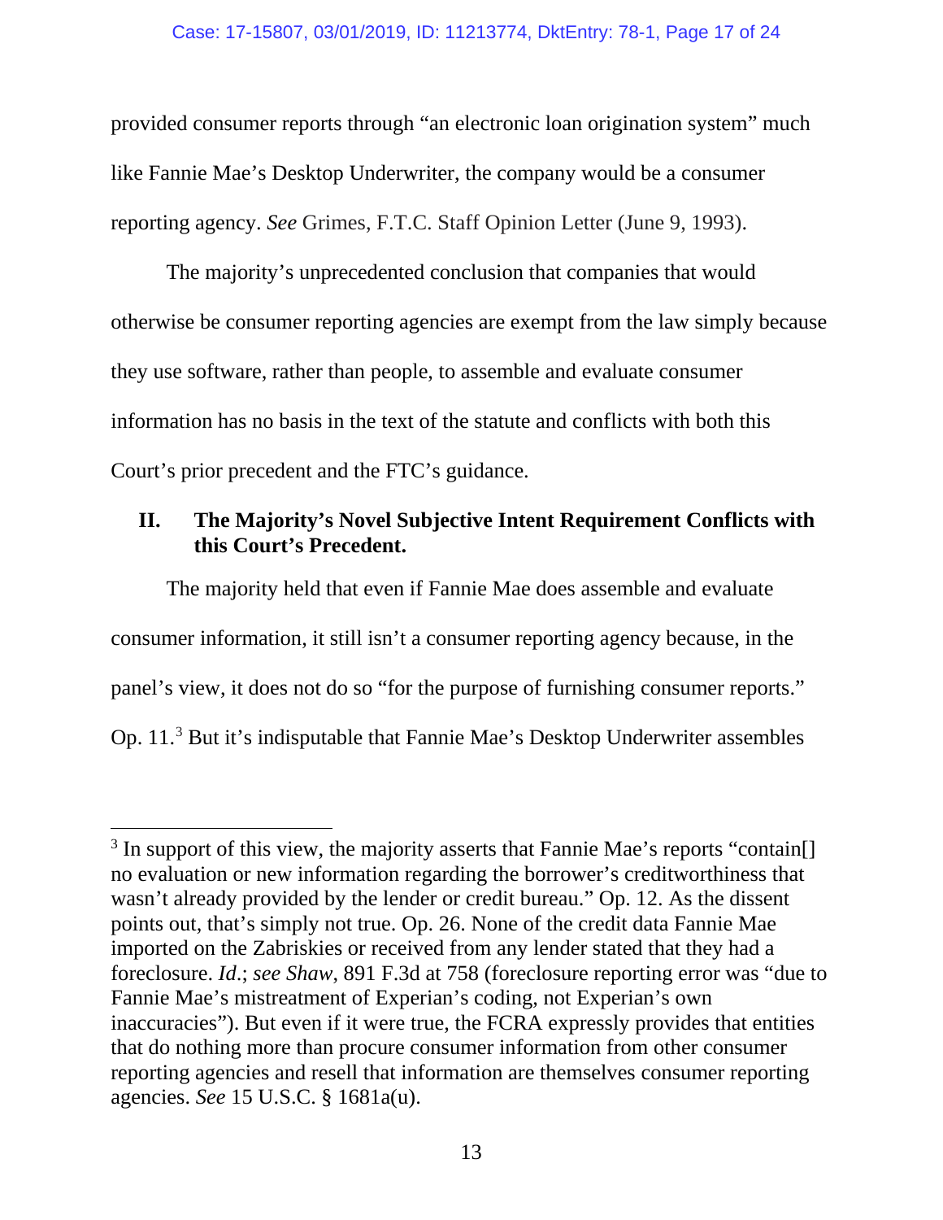provided consumer reports through "an electronic loan origination system" much like Fannie Mae's Desktop Underwriter, the company would be a consumer reporting agency. *See* Grimes, F.T.C. Staff Opinion Letter (June 9, 1993).

The majority's unprecedented conclusion that companies that would otherwise be consumer reporting agencies are exempt from the law simply because they use software, rather than people, to assemble and evaluate consumer information has no basis in the text of the statute and conflicts with both this Court's prior precedent and the FTC's guidance.

## II. The Majority's Novel Subjective Intent Requirement Conflicts with this Court's Precedent.

The majority held that even if Fannie Mae does assemble and evaluate consumer information, it still isn't a consumer reporting agency because, in the panel's view, it does not do so "for the purpose of furnishing consumer reports." Op. 11.[3] But it's indisputable that Fannie Mae's Desktop Underwriter assembles

---

[3] In support of this view, the majority asserts that Fannie Mae's reports "contain[] no evaluation or new information regarding the borrower's creditworthiness that wasn't already provided by the lender or credit bureau." Op. 12. As the dissent points out, that's simply not true. Op. 26. None of the credit data Fannie Mae imported on the Zabriskies or received from any lender stated that they had a foreclosure. *Id.*; *see Shaw*, 891 F.3d at 758 (foreclosure reporting error was "due to Fannie Mae's mistreatment of Experian's coding, not Experian's own inaccuracies"). But even if it were true, the FCRA expressly provides that entities that do nothing more than procure consumer information from other consumer reporting agencies and resell that information are themselves consumer reporting agencies. *See* 15 U.S.C. § 1681a(u).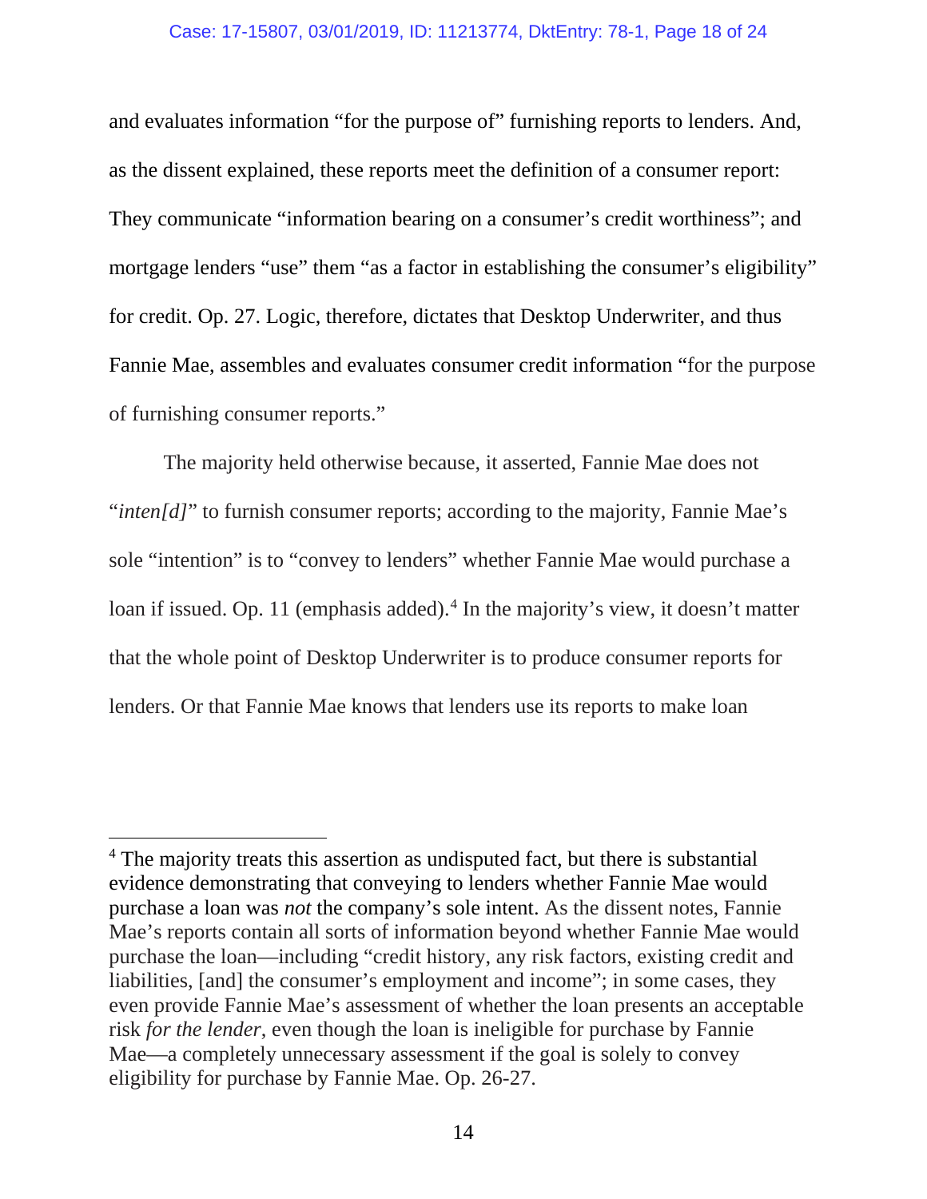and evaluates information "for the purpose of" furnishing reports to lenders. And, as the dissent explained, these reports meet the definition of a consumer report: They communicate "information bearing on a consumer's credit worthiness"; and mortgage lenders "use" them "as a factor in establishing the consumer's eligibility" for credit. Op. 27. Logic, therefore, dictates that Desktop Underwriter, and thus Fannie Mae, assembles and evaluates consumer credit information "for the purpose of furnishing consumer reports."

The majority held otherwise because, it asserted, Fannie Mae does not "*inten[d]*" to furnish consumer reports; according to the majority, Fannie Mae's sole "intention" is to "convey to lenders" whether Fannie Mae would purchase a loan if issued. Op. 11 (emphasis added).[4] In the majority's view, it doesn't matter that the whole point of Desktop Underwriter is to produce consumer reports for lenders. Or that Fannie Mae knows that lenders use its reports to make loan

---

[4] The majority treats this assertion as undisputed fact, but there is substantial evidence demonstrating that conveying to lenders whether Fannie Mae would purchase a loan was *not* the company's sole intent. As the dissent notes, Fannie Mae's reports contain all sorts of information beyond whether Fannie Mae would purchase the loan—including "credit history, any risk factors, existing credit and liabilities, [and] the consumer's employment and income"; in some cases, they even provide Fannie Mae's assessment of whether the loan presents an acceptable risk *for the lender*, even though the loan is ineligible for purchase by Fannie Mae—a completely unnecessary assessment if the goal is solely to convey eligibility for purchase by Fannie Mae. Op. 26-27.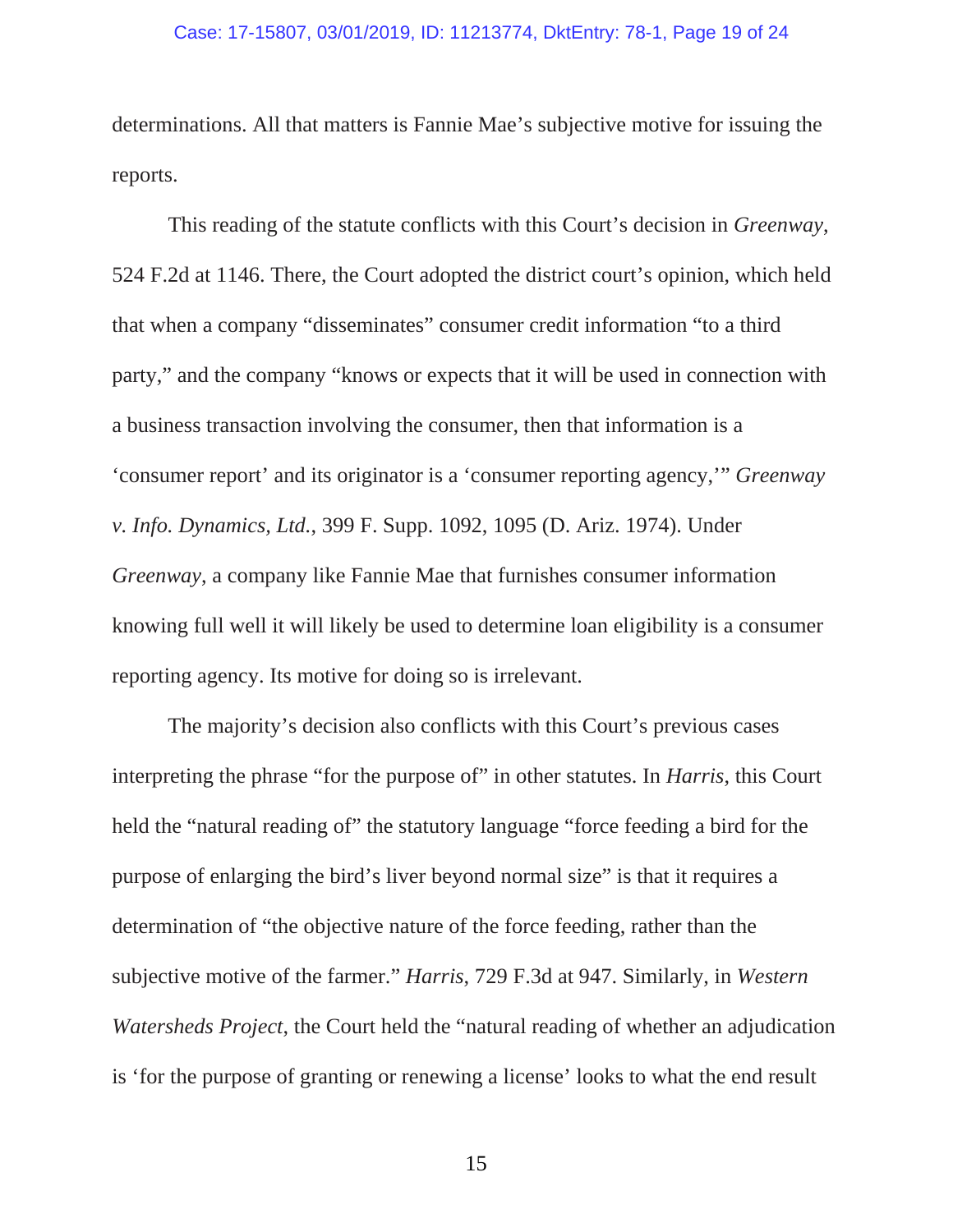determinations. All that matters is Fannie Mae's subjective motive for issuing the reports.

This reading of the statute conflicts with this Court's decision in *Greenway*, 524 F.2d at 1146. There, the Court adopted the district court's opinion, which held that when a company "disseminates" consumer credit information "to a third party," and the company "knows or expects that it will be used in connection with a business transaction involving the consumer, then that information is a 'consumer report' and its originator is a 'consumer reporting agency,'" *Greenway v. Info. Dynamics, Ltd.*, 399 F. Supp. 1092, 1095 (D. Ariz. 1974). Under *Greenway*, a company like Fannie Mae that furnishes consumer information knowing full well it will likely be used to determine loan eligibility is a consumer reporting agency. Its motive for doing so is irrelevant.

The majority's decision also conflicts with this Court's previous cases interpreting the phrase "for the purpose of" in other statutes. In *Harris*, this Court held the "natural reading of" the statutory language "force feeding a bird for the purpose of enlarging the bird's liver beyond normal size" is that it requires a determination of "the objective nature of the force feeding, rather than the subjective motive of the farmer." *Harris*, 729 F.3d at 947. Similarly, in *Western Watersheds Project*, the Court held the "natural reading of whether an adjudication is 'for the purpose of granting or renewing a license' looks to what the end result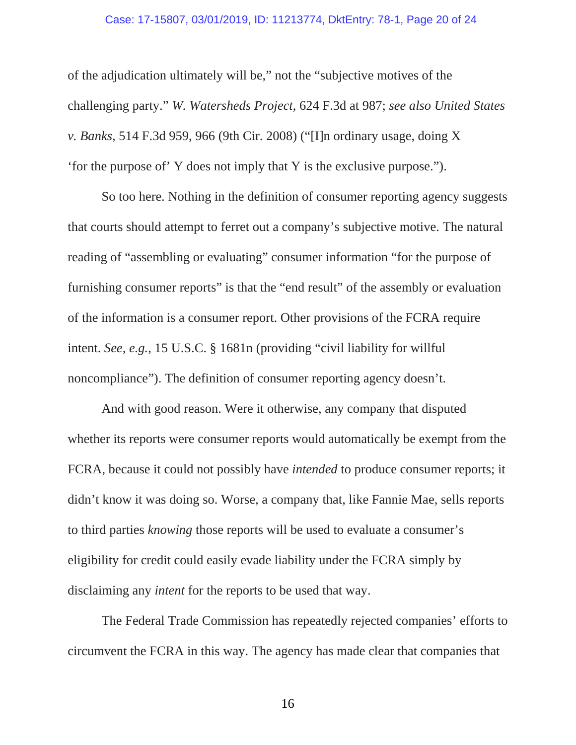of the adjudication ultimately will be," not the "subjective motives of the challenging party." *W. Watersheds Project*, 624 F.3d at 987; *see also United States v. Banks*, 514 F.3d 959, 966 (9th Cir. 2008) ("[I]n ordinary usage, doing X 'for the purpose of' Y does not imply that Y is the exclusive purpose.").

So too here. Nothing in the definition of consumer reporting agency suggests that courts should attempt to ferret out a company's subjective motive. The natural reading of "assembling or evaluating" consumer information "for the purpose of furnishing consumer reports" is that the "end result" of the assembly or evaluation of the information is a consumer report. Other provisions of the FCRA require intent. *See, e.g.*, 15 U.S.C. § 1681n (providing "civil liability for willful noncompliance"). The definition of consumer reporting agency doesn't.

And with good reason. Were it otherwise, any company that disputed whether its reports were consumer reports would automatically be exempt from the FCRA, because it could not possibly have *intended* to produce consumer reports; it didn't know it was doing so. Worse, a company that, like Fannie Mae, sells reports to third parties *knowing* those reports will be used to evaluate a consumer's eligibility for credit could easily evade liability under the FCRA simply by disclaiming any *intent* for the reports to be used that way.

The Federal Trade Commission has repeatedly rejected companies' efforts to circumvent the FCRA in this way. The agency has made clear that companies that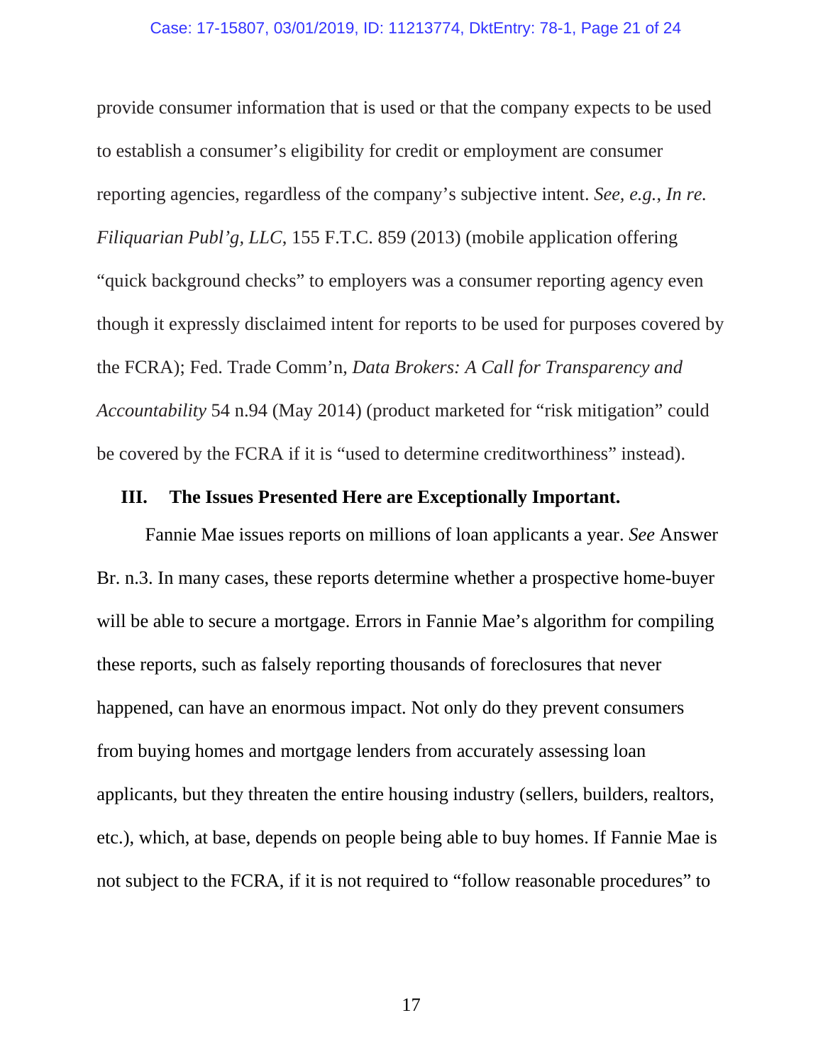provide consumer information that is used or that the company expects to be used to establish a consumer's eligibility for credit or employment are consumer reporting agencies, regardless of the company's subjective intent. *See, e.g.*, *In re. Filiquarian Publ'g, LLC*, 155 F.T.C. 859 (2013) (mobile application offering "quick background checks" to employers was a consumer reporting agency even though it expressly disclaimed intent for reports to be used for purposes covered by the FCRA); Fed. Trade Comm'n, *Data Brokers: A Call for Transparency and Accountability* 54 n.94 (May 2014) (product marketed for "risk mitigation" could be covered by the FCRA if it is "used to determine creditworthiness" instead).

## III. The Issues Presented Here are Exceptionally Important.

Fannie Mae issues reports on millions of loan applicants a year. *See* Answer Br. n.3. In many cases, these reports determine whether a prospective home-buyer will be able to secure a mortgage. Errors in Fannie Mae's algorithm for compiling these reports, such as falsely reporting thousands of foreclosures that never happened, can have an enormous impact. Not only do they prevent consumers from buying homes and mortgage lenders from accurately assessing loan applicants, but they threaten the entire housing industry (sellers, builders, realtors, etc.), which, at base, depends on people being able to buy homes. If Fannie Mae is not subject to the FCRA, if it is not required to "follow reasonable procedures" to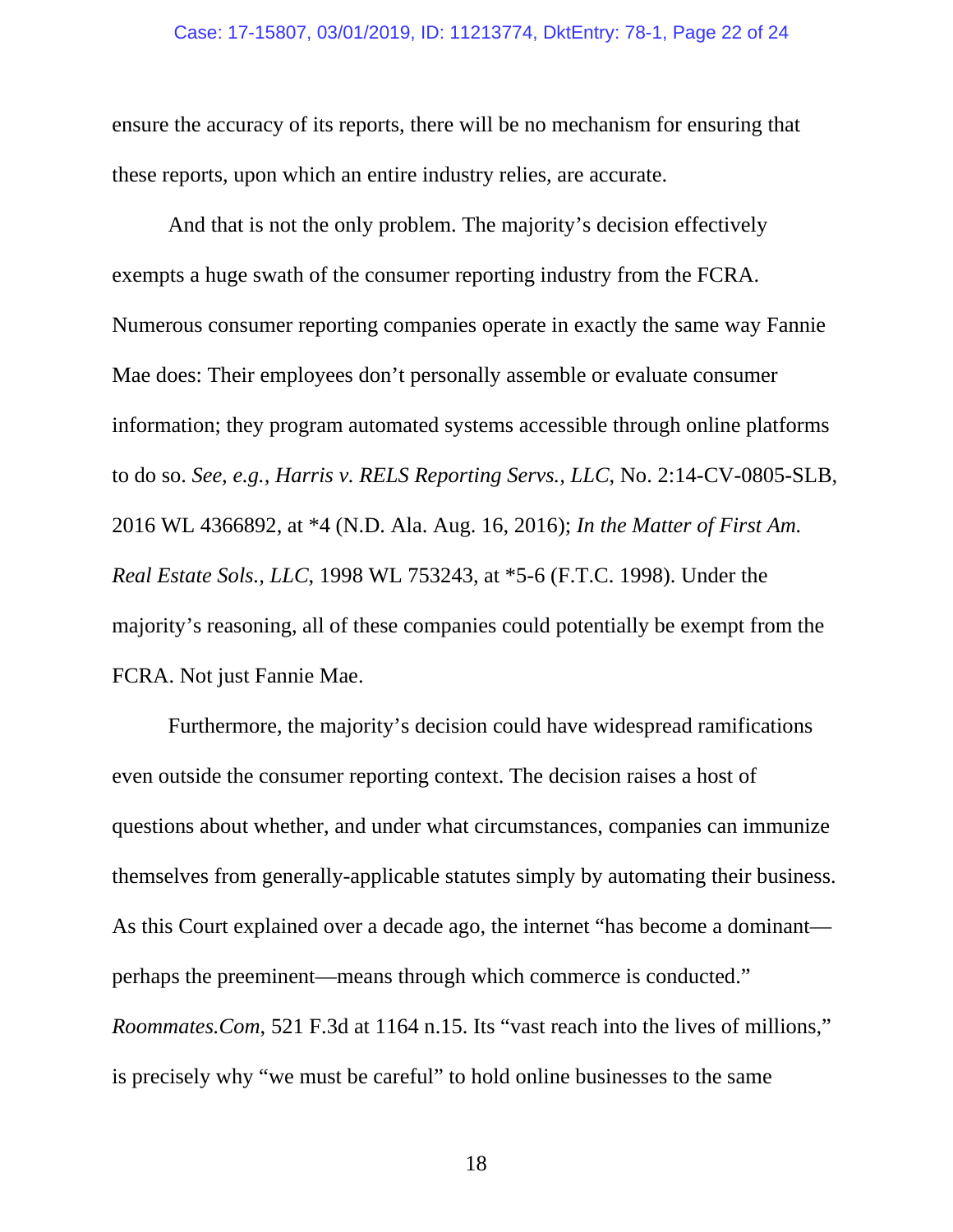ensure the accuracy of its reports, there will be no mechanism for ensuring that these reports, upon which an entire industry relies, are accurate.

And that is not the only problem. The majority's decision effectively exempts a huge swath of the consumer reporting industry from the FCRA. Numerous consumer reporting companies operate in exactly the same way Fannie Mae does: Their employees don't personally assemble or evaluate consumer information; they program automated systems accessible through online platforms to do so. *See, e.g.*, *Harris v. RELS Reporting Servs., LLC*, No. 2:14-CV-0805-SLB, 2016 WL 4366892, at *4 (N.D. Ala. Aug. 16, 2016); *In the Matter of First Am. Real Estate Sols., LLC*, 1998 WL 753243, at *5-6 (F.T.C. 1998). Under the majority's reasoning, all of these companies could potentially be exempt from the FCRA. Not just Fannie Mae.

Furthermore, the majority's decision could have widespread ramifications even outside the consumer reporting context. The decision raises a host of questions about whether, and under what circumstances, companies can immunize themselves from generally-applicable statutes simply by automating their business. As this Court explained over a decade ago, the internet "has become a dominant—perhaps the preeminent—means through which commerce is conducted." *Roommates.Com*, 521 F.3d at 1164 n.15. Its "vast reach into the lives of millions," is precisely why "we must be careful" to hold online businesses to the same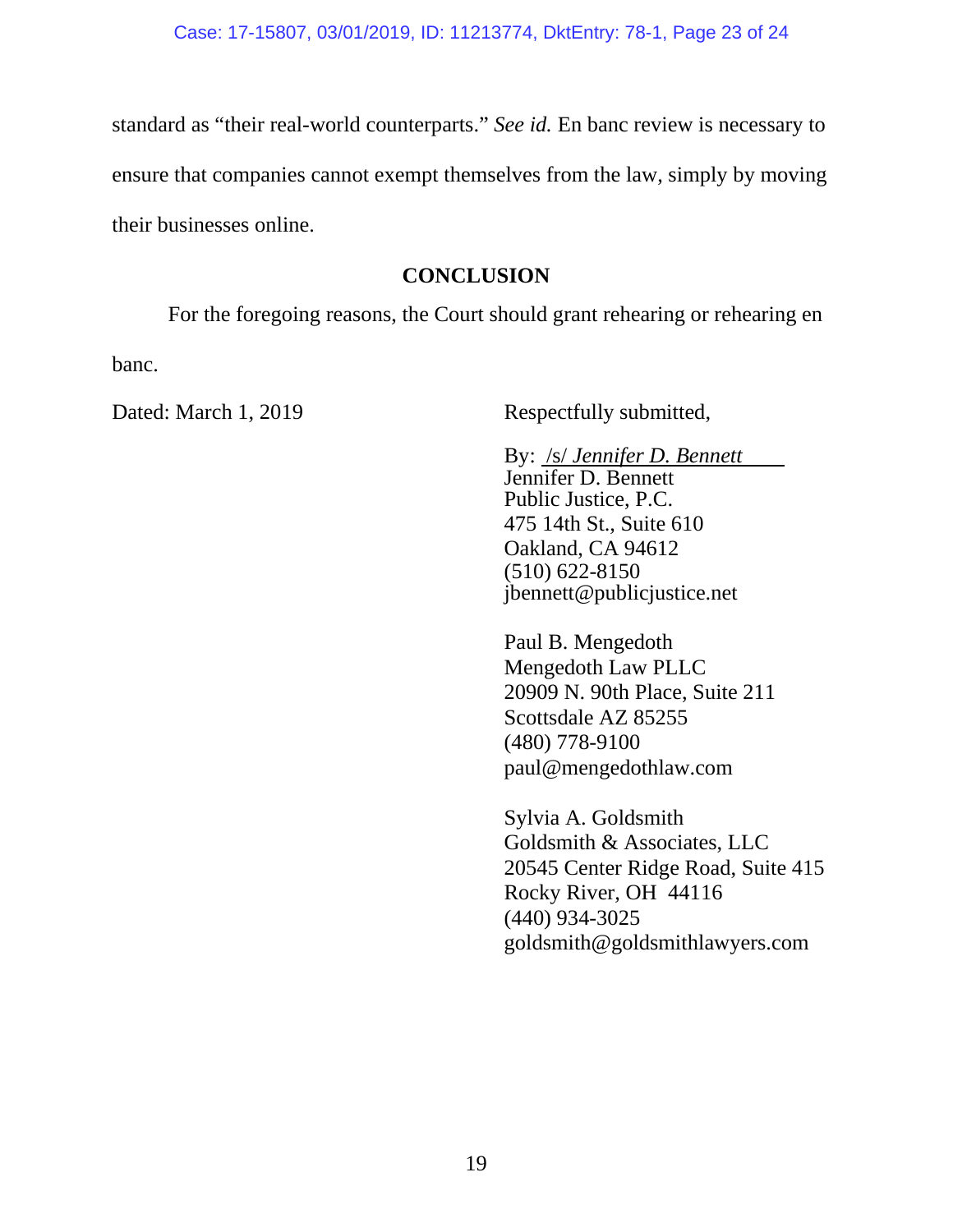standard as "their real-world counterparts." *See id.* En banc review is necessary to ensure that companies cannot exempt themselves from the law, simply by moving their businesses online.

## CONCLUSION

For the foregoing reasons, the Court should grant rehearing or rehearing en banc.

Dated: March 1, 2019

Respectfully submitted,

By: /s/ *Jennifer D. Bennett*
Jennifer D. Bennett
Public Justice, P.C.
475 14th St., Suite 610
Oakland, CA 94612
(510) 622-8150
jbennett@publicjustice.net

Paul B. Mengedoth
Mengedoth Law PLLC
20909 N. 90th Place, Suite 211
Scottsdale AZ 85255
(480) 778-9100
paul@mengedothlaw.com

Sylvia A. Goldsmith
Goldsmith & Associates, LLC
20545 Center Ridge Road, Suite 415
Rocky River, OH 44116
(440) 934-3025
goldsmith@goldsmithlawyers.com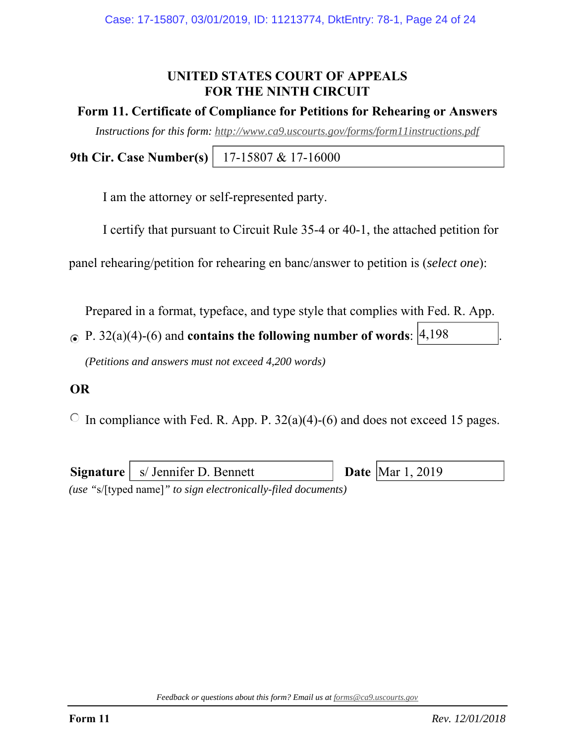# UNITED STATES COURT OF APPEALS
# FOR THE NINTH CIRCUIT

## Form 11. Certificate of Compliance for Petitions for Rehearing or Answers

*Instructions for this form: http://www.ca9.uscourts.gov/forms/form11instructions.pdf*

**9th Cir. Case Number(s)** 17-15807 & 17-16000

I am the attorney or self-represented party.

I certify that pursuant to Circuit Rule 35-4 or 40-1, the attached petition for panel rehearing/petition for rehearing en banc/answer to petition is (*select one*):

- [x] Prepared in a format, typeface, and type style that complies with Fed. R. App. P. 32(a)(4)-(6) and **contains the following number of words**: 4,198.
  *(Petitions and answers must not exceed 4,200 words)*

**OR**

- [ ] In compliance with Fed. R. App. P. 32(a)(4)-(6) and does not exceed 15 pages.

**Signature** s/ Jennifer D. Bennett **Date** Mar 1, 2019

*(use "s/[typed name]" to sign electronically-filed documents)*

*Feedback or questions about this form? Email us at forms@ca9.uscourts.gov*

**Form 11** *Rev. 12/01/2018*